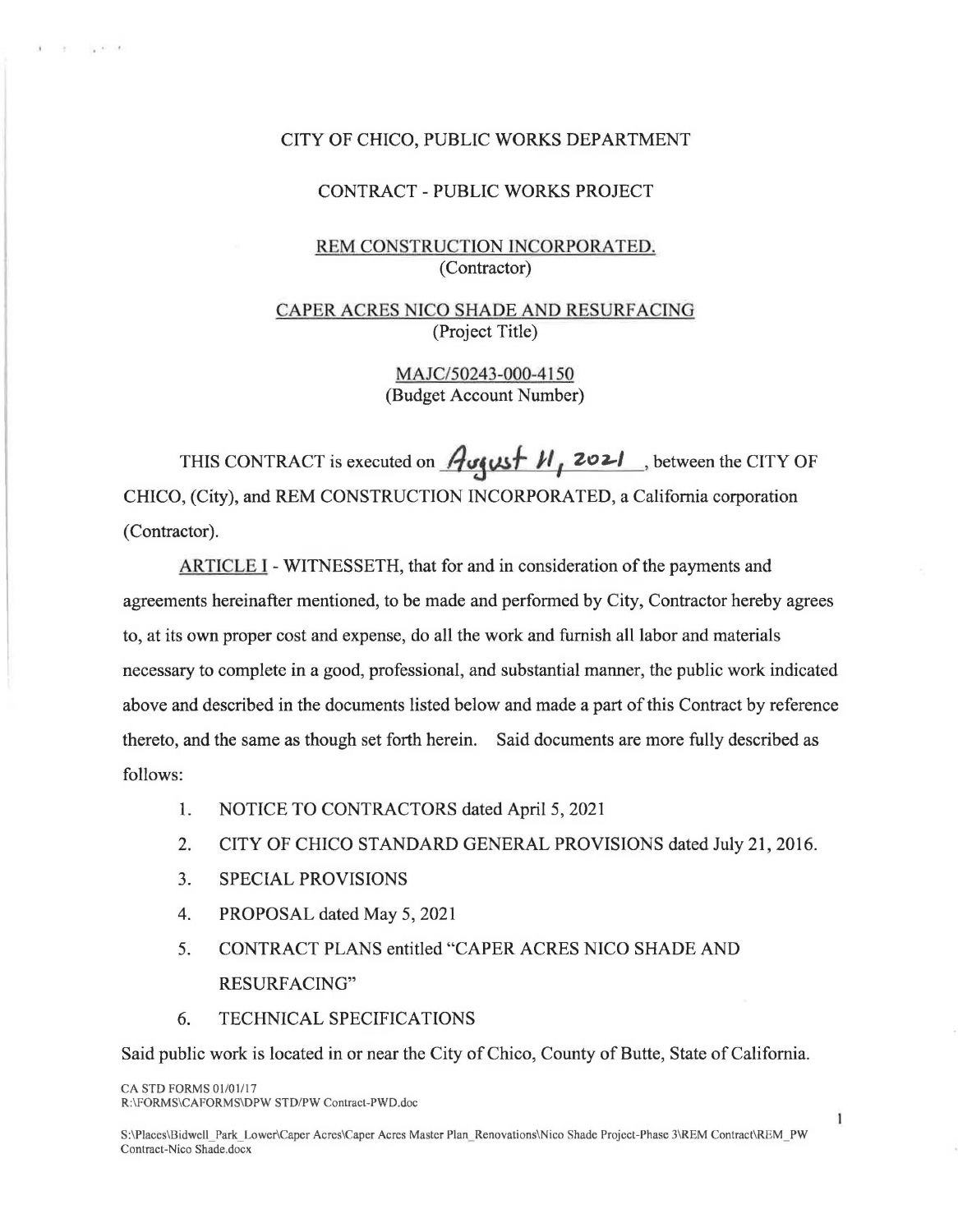CITY OF CHICO, PUBLIC WORKS DEPARTMENT

CONTRACT - PUBLIC WORKS PROJECT

REM CONSTRUCTION INCORPORATED.
(Contractor)

CAPER ACRES NICO SHADE AND RESURFACING
(Project Title)

MAJC/50243-000-4150
(Budget Account Number)

THIS CONTRACT is executed on August 11, 2021, between the CITY OF CHICO, (City), and REM CONSTRUCTION INCORPORATED, a California corporation (Contractor).

ARTICLE I - WITNESSETH, that for and in consideration of the payments and agreements hereinafter mentioned, to be made and performed by City, Contractor hereby agrees to, at its own proper cost and expense, do all the work and furnish all labor and materials necessary to complete in a good, professional, and substantial manner, the public work indicated above and described in the documents listed below and made a part of this Contract by reference thereto, and the same as though set forth herein. Said documents are more fully described as follows:

1. NOTICE TO CONTRACTORS dated April 5, 2021
2. CITY OF CHICO STANDARD GENERAL PROVISIONS dated July 21, 2016.
3. SPECIAL PROVISIONS
4. PROPOSAL dated May 5, 2021
5. CONTRACT PLANS entitled "CAPER ACRES NICO SHADE AND RESURFACING"
6. TECHNICAL SPECIFICATIONS

Said public work is located in or near the City of Chico, County of Butte, State of California.

CA STD FORMS 01/01/17
R:\FORMS\CAFORMS\DPW STD/PW Contract-PWD.doc

S:\Places\Bidwell_Park_Lower\Caper Acres\Caper Acres Master Plan_Renovations\Nico Shade Project-Phase 3\REM Contract\REM_PW Contract-Nico Shade.docx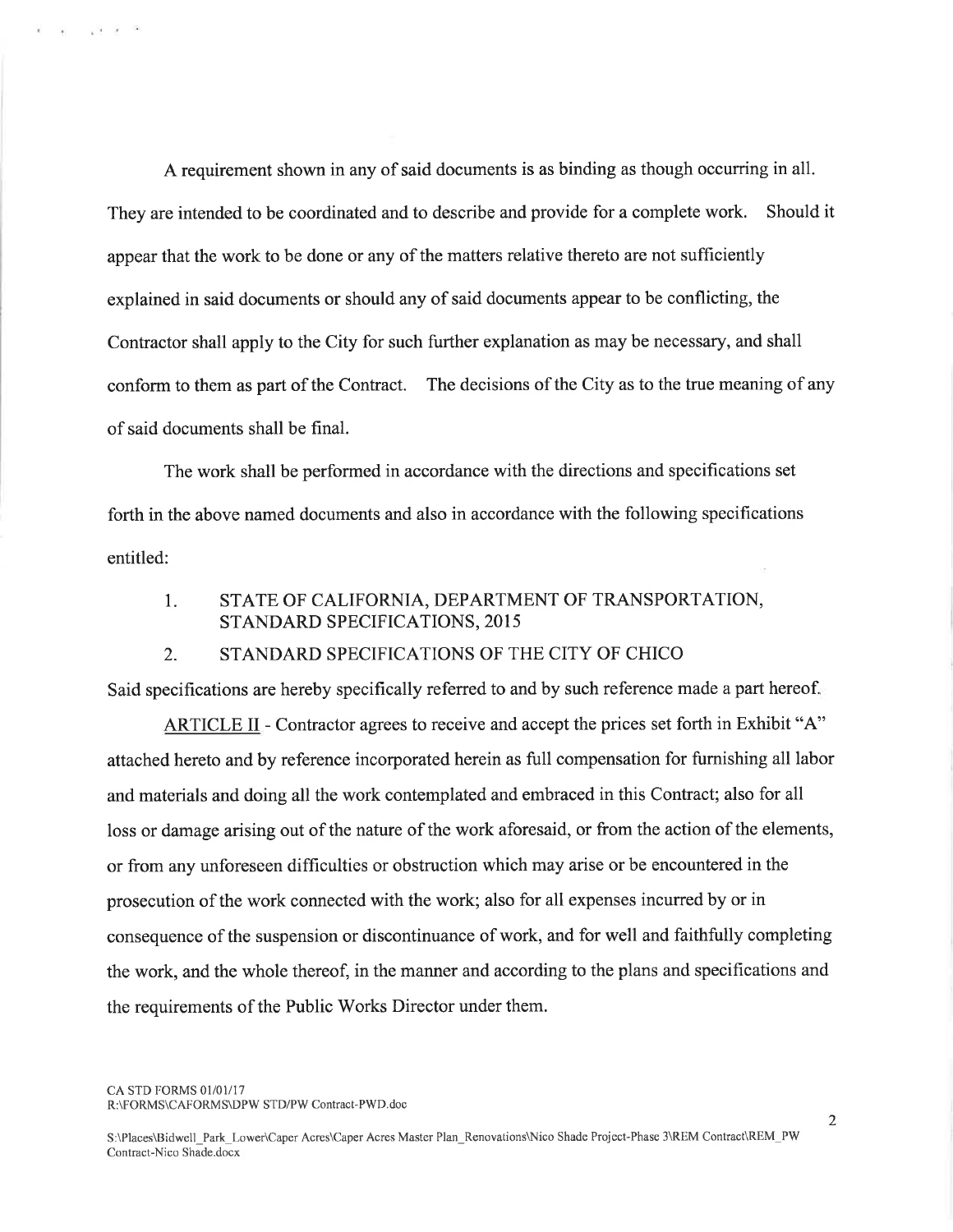A requirement shown in any of said documents is as binding as though occurring in all. They are intended to be coordinated and to describe and provide for a complete work. Should it appear that the work to be done or any of the matters relative thereto are not sufficiently explained in said documents or should any of said documents appear to be conflicting, the Contractor shall apply to the City for such further explanation as may be necessary, and shall conform to them as part of the Contract. The decisions of the City as to the true meaning of any of said documents shall be final.

The work shall be performed in accordance with the directions and specifications set forth in the above named documents and also in accordance with the following specifications entitled:

1. STATE OF CALIFORNIA, DEPARTMENT OF TRANSPORTATION, STANDARD SPECIFICATIONS, 2015
2. STANDARD SPECIFICATIONS OF THE CITY OF CHICO

Said specifications are hereby specifically referred to and by such reference made a part hereof.

ARTICLE II - Contractor agrees to receive and accept the prices set forth in Exhibit "A" attached hereto and by reference incorporated herein as full compensation for furnishing all labor and materials and doing all the work contemplated and embraced in this Contract; also for all loss or damage arising out of the nature of the work aforesaid, or from the action of the elements, or from any unforeseen difficulties or obstruction which may arise or be encountered in the prosecution of the work connected with the work; also for all expenses incurred by or in consequence of the suspension or discontinuance of work, and for well and faithfully completing the work, and the whole thereof, in the manner and according to the plans and specifications and the requirements of the Public Works Director under them.

CA STD FORMS 01/01/17
R:\FORMS\CAFORMS\DPW STD/PW Contract-PWD.doc

S:\Places\Bidwell_Park_Lower\Caper Acres\Caper Acres Master Plan_Renovations\Nico Shade Project-Phase 3\REM Contract\REM_PW Contract-Nico Shade.docx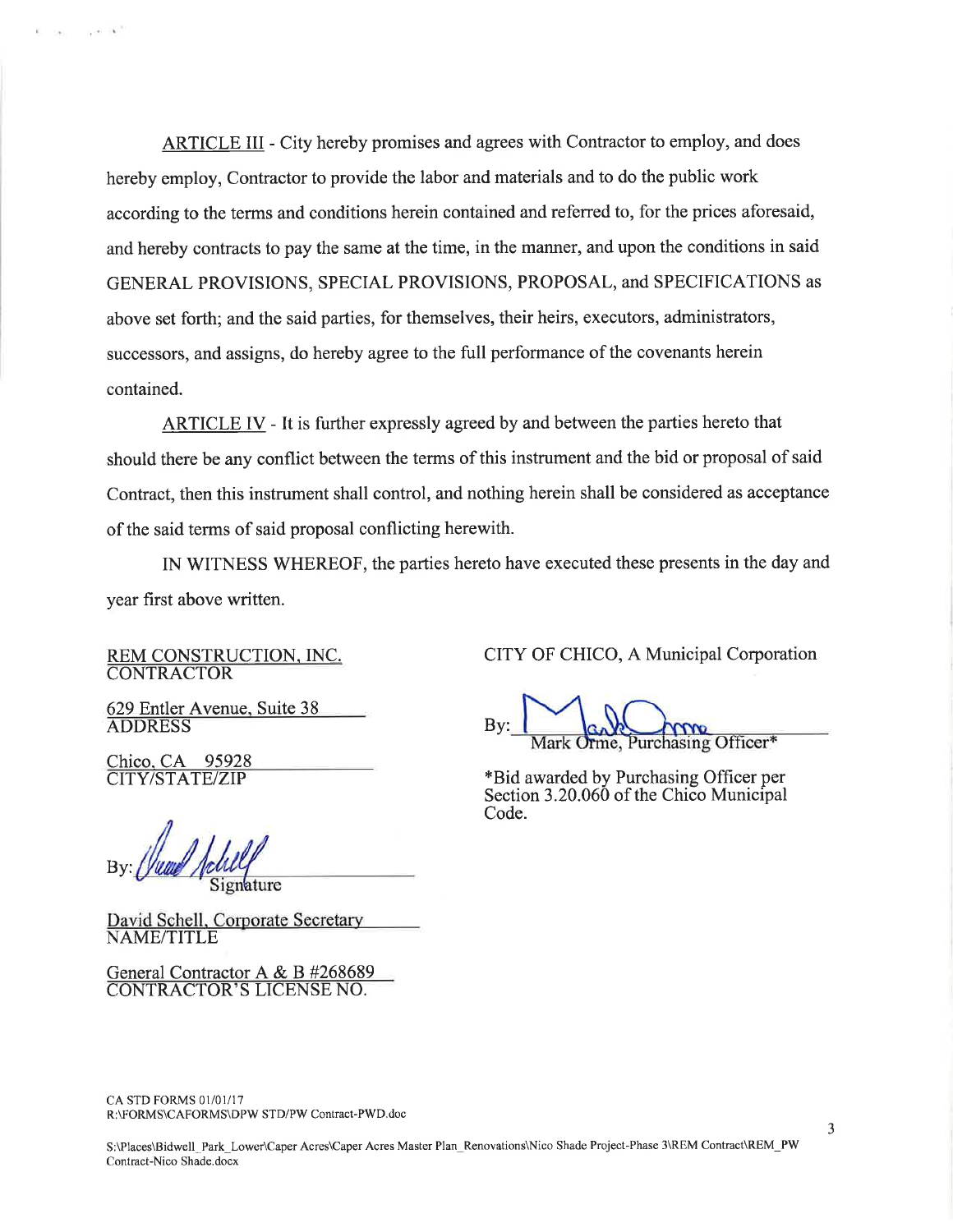ARTICLE III - City hereby promises and agrees with Contractor to employ, and does hereby employ, Contractor to provide the labor and materials and to do the public work according to the terms and conditions herein contained and referred to, for the prices aforesaid, and hereby contracts to pay the same at the time, in the manner, and upon the conditions in said GENERAL PROVISIONS, SPECIAL PROVISIONS, PROPOSAL, and SPECIFICATIONS as above set forth; and the said parties, for themselves, their heirs, executors, administrators, successors, and assigns, do hereby agree to the full performance of the covenants herein contained.

ARTICLE IV - It is further expressly agreed by and between the parties hereto that should there be any conflict between the terms of this instrument and the bid or proposal of said Contract, then this instrument shall control, and nothing herein shall be considered as acceptance of the said terms of said proposal conflicting herewith.

IN WITNESS WHEREOF, the parties hereto have executed these presents in the day and year first above written.

REM CONSTRUCTION, INC.
CONTRACTOR

629 Entler Avenue, Suite 38
ADDRESS

Chico, CA 95928
CITY/STATE/ZIP

By: [Signature]
Signature

David Schell, Corporate Secretary
NAME/TITLE

General Contractor A & B #268689
CONTRACTOR'S LICENSE NO.

CITY OF CHICO, A Municipal Corporation

By: [Signature]
Mark Orme, Purchasing Officer*

*Bid awarded by Purchasing Officer per Section 3.20.060 of the Chico Municipal Code.

CA STD FORMS 01/01/17
R:\FORMS\CAFORMS\DPW STD/PW Contract-PWD.doc

S:\Places\Bidwell_Park_Lower\Caper Acres\Caper Acres Master Plan_Renovations\Nico Shade Project-Phase 3\REM Contract\REM_PW Contract-Nico Shade.docx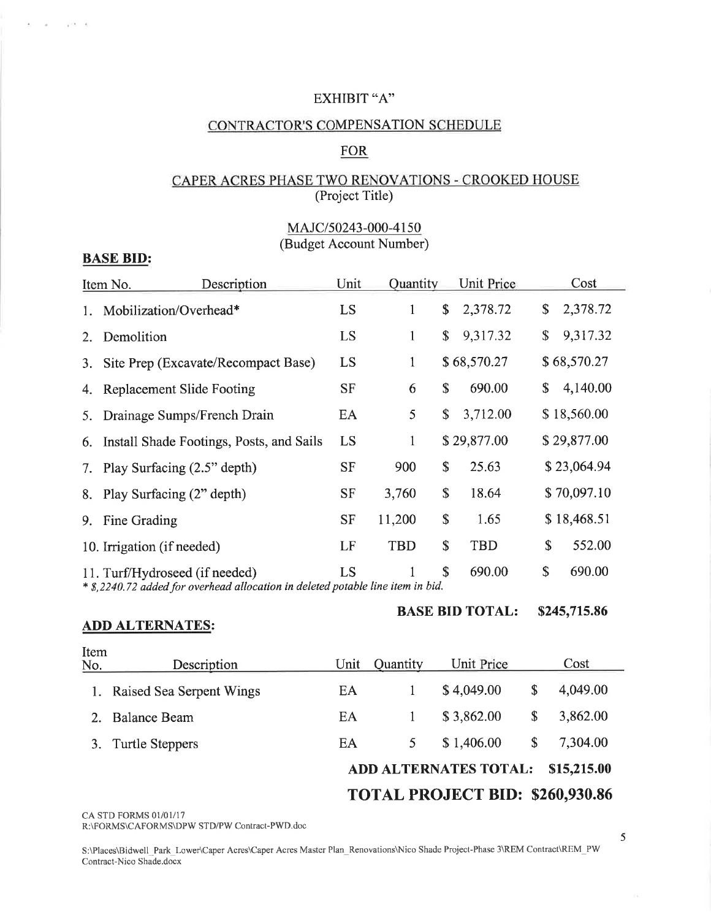# EXHIBIT "A"

## CONTRACTOR'S COMPENSATION SCHEDULE

## FOR

## CAPER ACRES PHASE TWO RENOVATIONS - CROOKED HOUSE
(Project Title)

MAJC/50243-000-4150
(Budget Account Number)

**BASE BID:**

| Item No. | Description | Unit | Quantity | Unit Price | Cost |
|---|---|---|---|---|---|
| 1. | Mobilization/Overhead* | LS | 1 | $ 2,378.72 | $ 2,378.72 |
| 2. | Demolition | LS | 1 | $ 9,317.32 | $ 9,317.32 |
| 3. | Site Prep (Excavate/Recompact Base) | LS | 1 | $ 68,570.27 | $ 68,570.27 |
| 4. | Replacement Slide Footing | SF | 6 | $ 690.00 | $ 4,140.00 |
| 5. | Drainage Sumps/French Drain | EA | 5 | $ 3,712.00 | $ 18,560.00 |
| 6. | Install Shade Footings, Posts, and Sails | LS | 1 | $ 29,877.00 | $ 29,877.00 |
| 7. | Play Surfacing (2.5" depth) | SF | 900 | $ 25.63 | $ 23,064.94 |
| 8. | Play Surfacing (2" depth) | SF | 3,760 | $ 18.64 | $ 70,097.10 |
| 9. | Fine Grading | SF | 11,200 | $ 1.65 | $ 18,468.51 |
| 10. | Irrigation (if needed) | LF | TBD | $ TBD | $ 552.00 |
| 11. | Turf/Hydroseed (if needed) | LS | 1 | $ 690.00 | $ 690.00 |

*\* $,2240.72 added for overhead allocation in deleted potable line item in bid.*

**BASE BID TOTAL: $245,715.86**

**ADD ALTERNATES:**

| Item No. | Description | Unit | Quantity | Unit Price | Cost |
|---|---|---|---|---|---|
| 1. | Raised Sea Serpent Wings | EA | 1 | $ 4,049.00 | $ 4,049.00 |
| 2. | Balance Beam | EA | 1 | $ 3,862.00 | $ 3,862.00 |
| 3. | Turtle Steppers | EA | 5 | $ 1,406.00 | $ 7,304.00 |

**ADD ALTERNATES TOTAL: $15,215.00**

**TOTAL PROJECT BID: $260,930.86**

CA STD FORMS 01/01/17
R:\FORMS\CAFORMS\DPW STD/PW Contract-PWD.doc

S:\Places\Bidwell_Park_Lower\Caper Acres\Caper Acres Master Plan_Renovations\Nico Shade Project-Phase 3\REM Contract\REM_PW Contract-Nico Shade.docx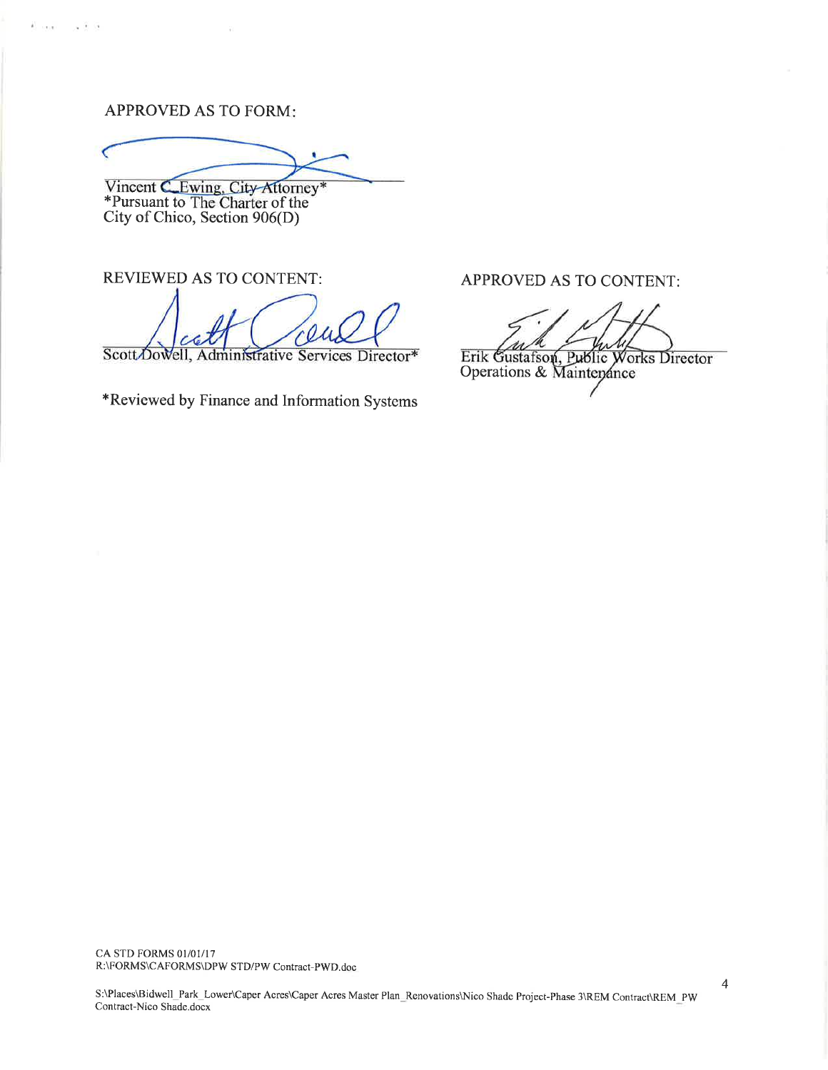APPROVED AS TO FORM:

Vincent C. Ewing, City Attorney*
*Pursuant to The Charter of the City of Chico, Section 906(D)

REVIEWED AS TO CONTENT:

Scott Dowell, Administrative Services Director*

*Reviewed by Finance and Information Systems

APPROVED AS TO CONTENT:

Erik Gustafson, Public Works Director
Operations & Maintenance

CA STD FORMS 01/01/17
R:\FORMS\CAFORMS\DPW STD\PW Contract-PWD.doc

S:\Places\Bidwell_Park_Lower\Caper Acres\Caper Acres Master Plan_Renovations\Nico Shade Project-Phase 3\REM Contract\REM_PW Contract-Nico Shade.docx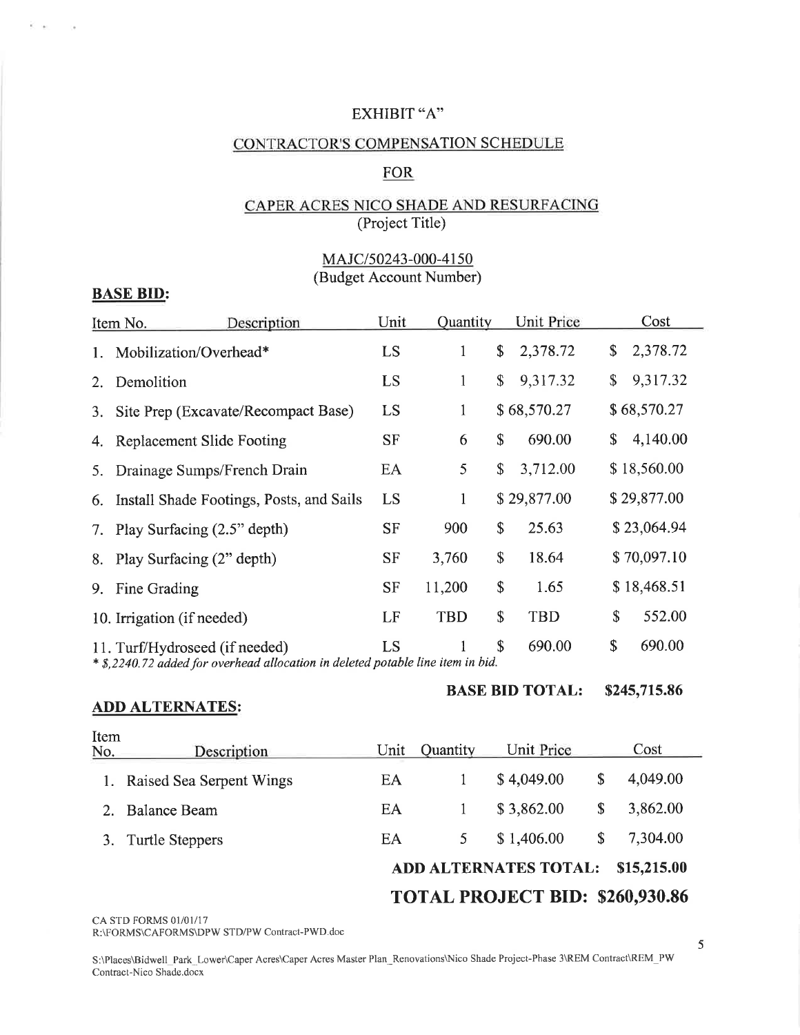EXHIBIT "A"

CONTRACTOR'S COMPENSATION SCHEDULE

FOR

CAPER ACRES NICO SHADE AND RESURFACING
(Project Title)

MAJC/50243-000-4150
(Budget Account Number)

**BASE BID:**

| Item No. | Description | Unit | Quantity | Unit Price | Cost |
|---|---|---|---|---|---|
| 1. | Mobilization/Overhead* | LS | 1 | $ 2,378.72 | $ 2,378.72 |
| 2. | Demolition | LS | 1 | $ 9,317.32 | $ 9,317.32 |
| 3. | Site Prep (Excavate/Recompact Base) | LS | 1 | $ 68,570.27 | $ 68,570.27 |
| 4. | Replacement Slide Footing | SF | 6 | $ 690.00 | $ 4,140.00 |
| 5. | Drainage Sumps/French Drain | EA | 5 | $ 3,712.00 | $ 18,560.00 |
| 6. | Install Shade Footings, Posts, and Sails | LS | 1 | $ 29,877.00 | $ 29,877.00 |
| 7. | Play Surfacing (2.5" depth) | SF | 900 | $ 25.63 | $ 23,064.94 |
| 8. | Play Surfacing (2" depth) | SF | 3,760 | $ 18.64 | $ 70,097.10 |
| 9. | Fine Grading | SF | 11,200 | $ 1.65 | $ 18,468.51 |
| 10. | Irrigation (if needed) | LF | TBD | $ TBD | $ 552.00 |
| 11. | Turf/Hydroseed (if needed) | LS | 1 | $ 690.00 | $ 690.00 |

*\* $,2240.72 added for overhead allocation in deleted potable line item in bid.*

**BASE BID TOTAL: $245,715.86**

**ADD ALTERNATES:**

| Item No. | Description | Unit | Quantity | Unit Price | Cost |
|---|---|---|---|---|---|
| 1. | Raised Sea Serpent Wings | EA | 1 | $ 4,049.00 | $ 4,049.00 |
| 2. | Balance Beam | EA | 1 | $ 3,862.00 | $ 3,862.00 |
| 3. | Turtle Steppers | EA | 5 | $ 1,406.00 | $ 7,304.00 |

**ADD ALTERNATES TOTAL: $15,215.00**

**TOTAL PROJECT BID: $260,930.86**

CA STD FORMS 01/01/17
R:\FORMS\CAFORMS\DPW STD\PW Contract-PWD.doc

S:\Places\Bidwell_Park_Lower\Caper Acres\Caper Acres Master Plan_Renovations\Nico Shade Project-Phase 3\REM Contract\REM_PW Contract-Nico Shade.docx